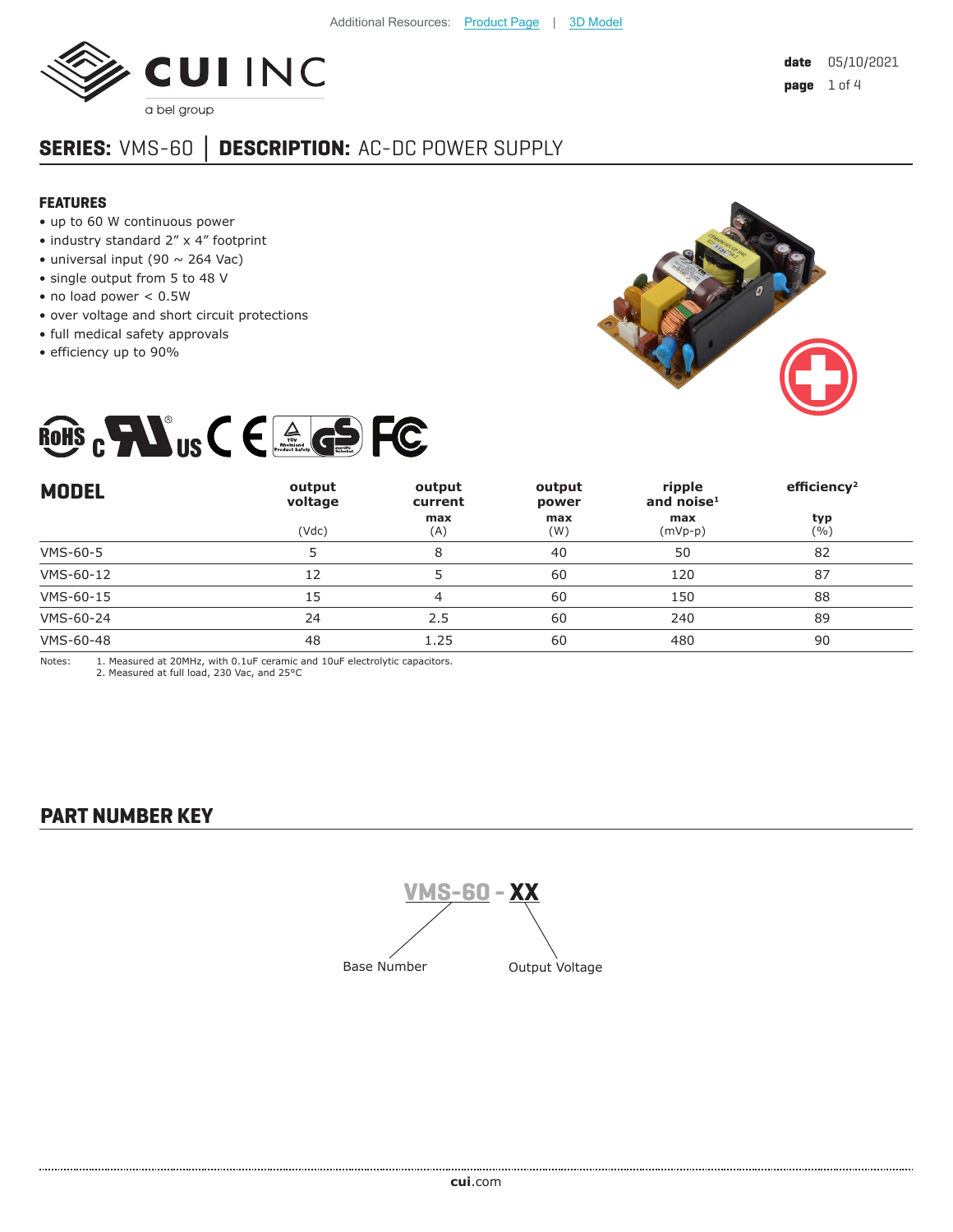Additional Resources: Product Page | 3D Model

**date** 05/10/2021

# SERIES: VMS-60 | DESCRIPTION: AC-DC POWER SUPPLY

## FEATURES

- up to 60 W continuous power
- industry standard 2" x 4" footprint
- universal input (90 ~ 264 Vac)
- single output from 5 to 48 V
- no load power < 0.5W
- over voltage and short circuit protections
- full medical safety approvals
- efficiency up to 90%

## MODEL

| MODEL | output voltage | output current | output power | ripple and noise[1] | efficiency[2] |
|---|---|---|---|---|---|
| | | max | max | max | typ |
| | (Vdc) | (A) | (W) | (mVp-p) | (%) |
| VMS-60-5 | 5 | 8 | 40 | 50 | 82 |
| VMS-60-12 | 12 | 5 | 60 | 120 | 87 |
| VMS-60-15 | 15 | 4 | 60 | 150 | 88 |
| VMS-60-24 | 24 | 2.5 | 60 | 240 | 89 |
| VMS-60-48 | 48 | 1.25 | 60 | 480 | 90 |

Notes:
1. Measured at 20MHz, with 0.1uF ceramic and 10uF electrolytic capacitors.
2. Measured at full load, 230 Vac, and 25°C

## PART NUMBER KEY

**VMS-60 - XX**

- VMS-60: Base Number
- XX: Output Voltage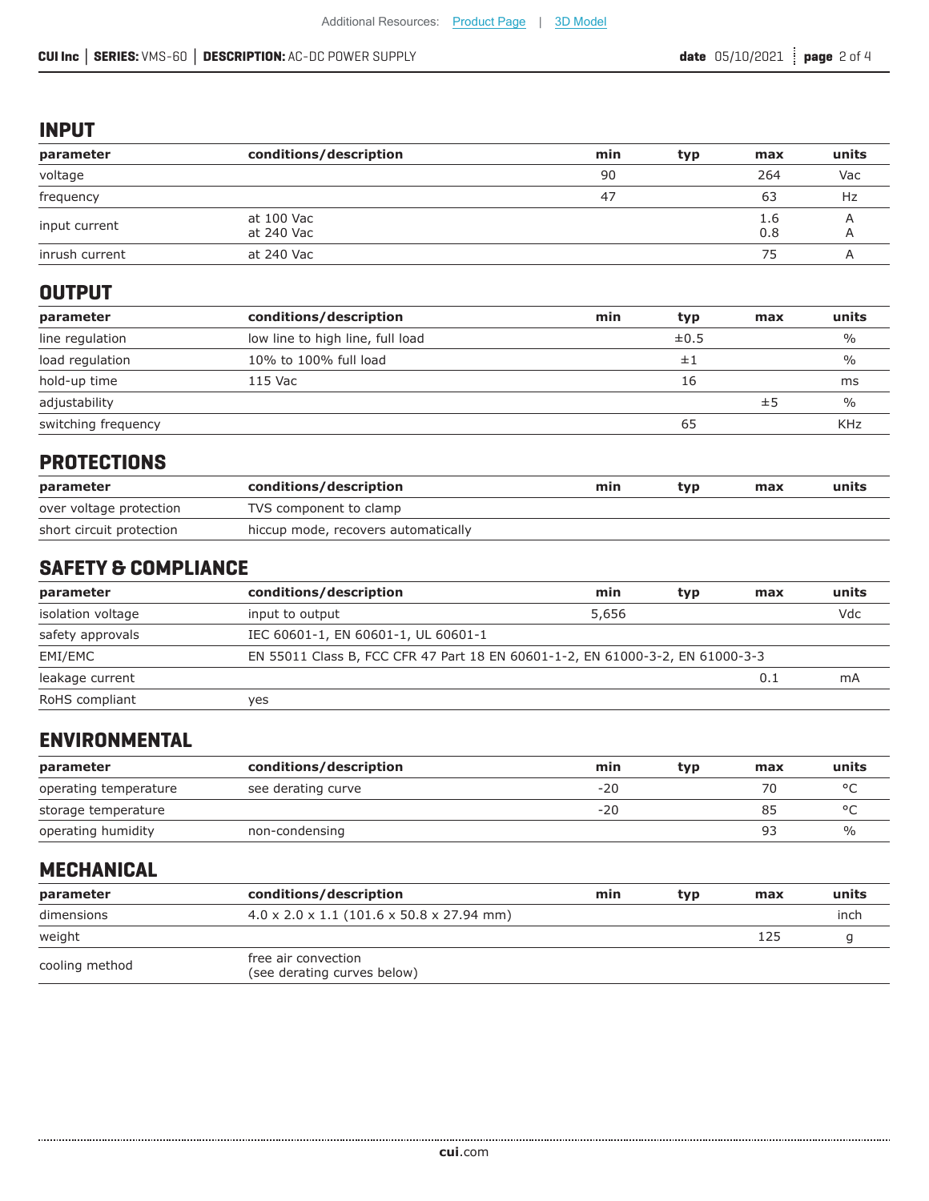## INPUT

| parameter | conditions/description | min | typ | max | units |
|---|---|---|---|---|---|
| voltage | | 90 | | 264 | Vac |
| frequency | | 47 | | 63 | Hz |
| input current | at 100 Vac<br>at 240 Vac | | | 1.6<br>0.8 | A<br>A |
| inrush current | at 240 Vac | | | 75 | A |

## OUTPUT

| parameter | conditions/description | min | typ | max | units |
|---|---|---|---|---|---|
| line regulation | low line to high line, full load | | ±0.5 | | % |
| load regulation | 10% to 100% full load | | ±1 | | % |
| hold-up time | 115 Vac | | 16 | | ms |
| adjustability | | | | ±5 | % |
| switching frequency | | | 65 | | KHz |

## PROTECTIONS

| parameter | conditions/description | min | typ | max | units |
|---|---|---|---|---|---|
| over voltage protection | TVS component to clamp | | | | |
| short circuit protection | hiccup mode, recovers automatically | | | | |

## SAFETY & COMPLIANCE

| parameter | conditions/description | min | typ | max | units |
|---|---|---|---|---|---|
| isolation voltage | input to output | 5,656 | | | Vdc |
| safety approvals | IEC 60601-1, EN 60601-1, UL 60601-1 | | | | |
| EMI/EMC | EN 55011 Class B, FCC CFR 47 Part 18 EN 60601-1-2, EN 61000-3-2, EN 61000-3-3 | | | | |
| leakage current | | | | 0.1 | mA |
| RoHS compliant | yes | | | | |

## ENVIRONMENTAL

| parameter | conditions/description | min | typ | max | units |
|---|---|---|---|---|---|
| operating temperature | see derating curve | -20 | | 70 | °C |
| storage temperature | | -20 | | 85 | °C |
| operating humidity | non-condensing | | | 93 | % |

## MECHANICAL

| parameter | conditions/description | min | typ | max | units |
|---|---|---|---|---|---|
| dimensions | 4.0 x 2.0 x 1.1 (101.6 x 50.8 x 27.94 mm) | | | | inch |
| weight | | | | 125 | g |
| cooling method | free air convection<br>(see derating curves below) | | | | |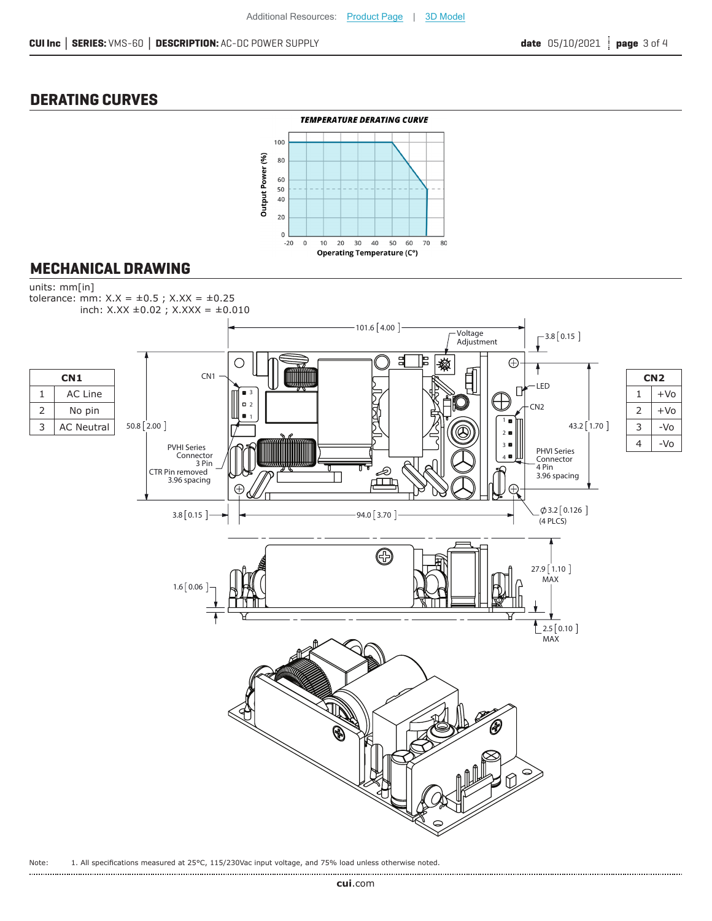## DERATING CURVES

*TEMPERATURE DERATING CURVE*

## MECHANICAL DRAWING

units: mm[in]
tolerance: mm: X.X = ±0.5 ; X.XX = ±0.25
inch: X.XX ±0.02 ; X.XXX = ±0.010

| CN1 | |
|---|---|
| 1 | AC Line |
| 2 | No pin |
| 3 | AC Neutral |

| CN2 | |
|---|---|
| 1 | +Vo |
| 2 | +Vo |
| 3 | -Vo |
| 4 | -Vo |

Note: 1. All specifications measured at 25°C, 115/230Vac input voltage, and 75% load unless otherwise noted.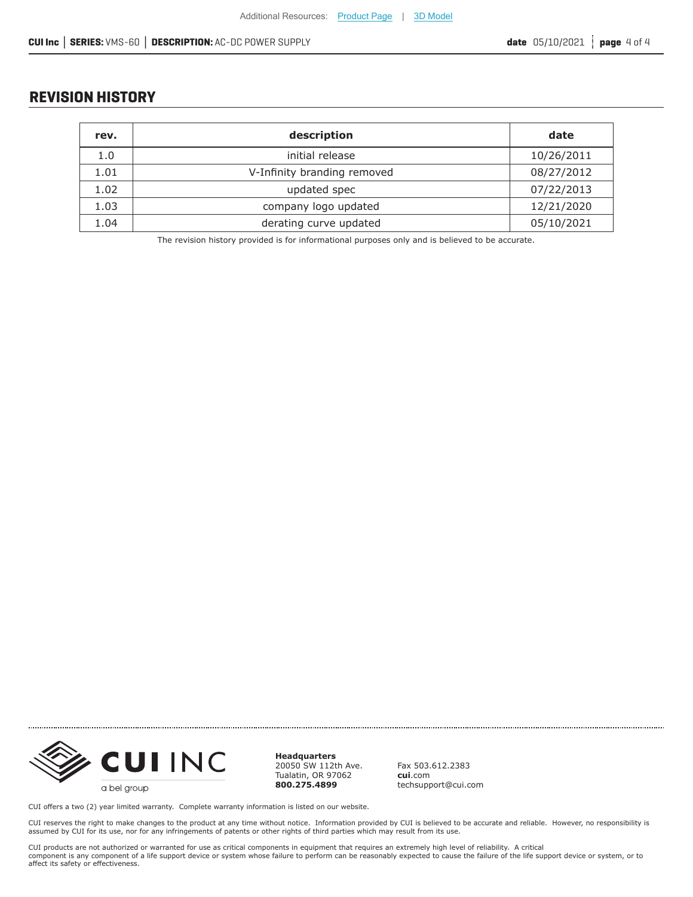## REVISION HISTORY

| rev. | description | date |
| --- | --- | --- |
| 1.0 | initial release | 10/26/2011 |
| 1.01 | V-Infinity branding removed | 08/27/2012 |
| 1.02 | updated spec | 07/22/2013 |
| 1.03 | company logo updated | 12/21/2020 |
| 1.04 | derating curve updated | 05/10/2021 |

The revision history provided is for informational purposes only and is believed to be accurate.

CUI INC
a bel group

**Headquarters**
20050 SW 112th Ave.
Tualatin, OR 97062
**800.275.4899**

Fax 503.612.2383
**cui**.com
techsupport@cui.com

CUI offers a two (2) year limited warranty. Complete warranty information is listed on our website.

CUI reserves the right to make changes to the product at any time without notice. Information provided by CUI is believed to be accurate and reliable. However, no responsibility is assumed by CUI for its use, nor for any infringements of patents or other rights of third parties which may result from its use.

CUI products are not authorized or warranted for use as critical components in equipment that requires an extremely high level of reliability. A critical component is any component of a life support device or system whose failure to perform can be reasonably expected to cause the failure of the life support device or system, or to affect its safety or effectiveness.